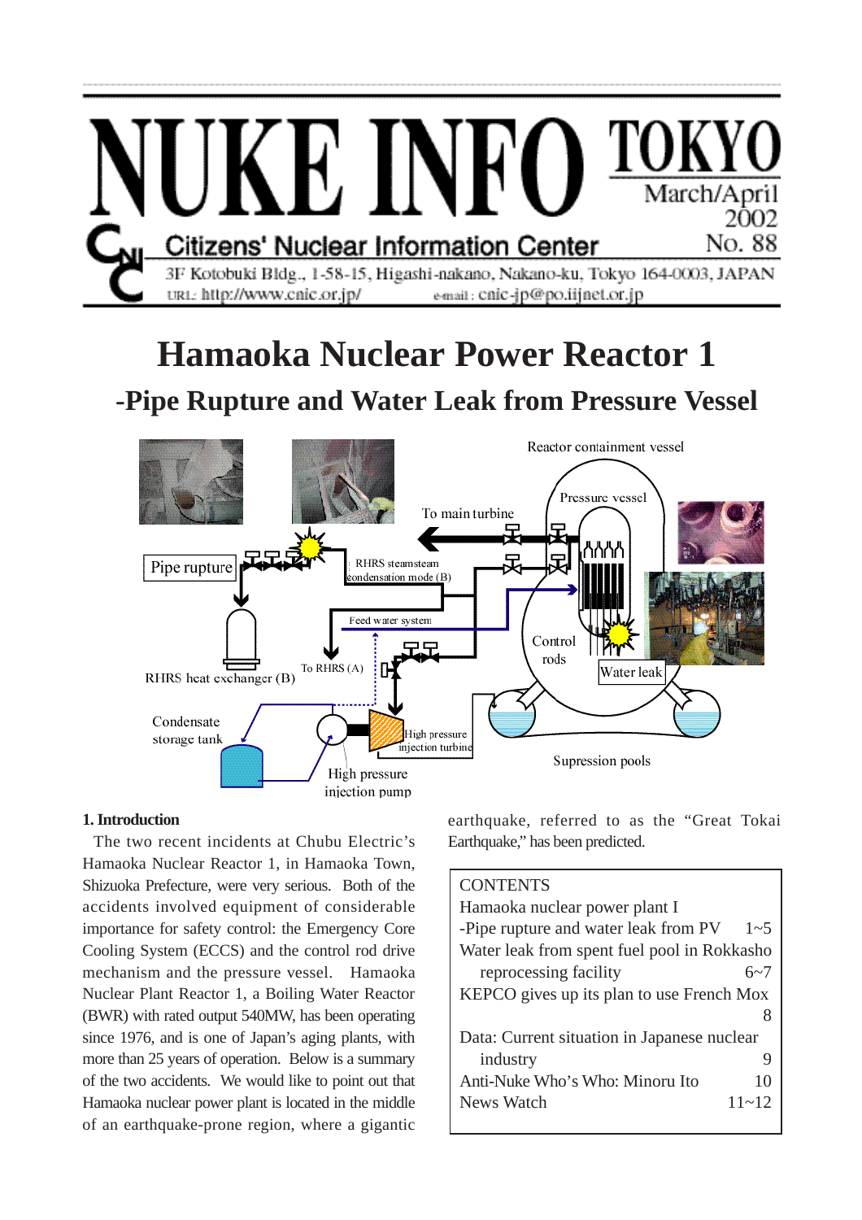# NUKE INFO TOKYO

March/April 2002
No. 88

Citizens' Nuclear Information Center

3F Kotobuki Bldg., 1-58-15, Higashi-nakano, Nakano-ku, Tokyo 164-0003, JAPAN
URL: http://www.cnic.or.jp/ e-mail: cnic-jp@po.iijnet.or.jp

# Hamaoka Nuclear Power Reactor 1

## -Pipe Rupture and Water Leak from Pressure Vessel

Reactor containment vessel
Pressure vessel
To main turbine
Pipe rupture
RHRS steamsteam condensation mode (B)
Feed water system
Control rods
Water leak
RHRS heat exchanger (B)
To RHRS (A)
Condensate storage tank
High pressure injection turbine
High pressure injection pump
Supression pools

### 1. Introduction

The two recent incidents at Chubu Electric's Hamaoka Nuclear Reactor 1, in Hamaoka Town, Shizuoka Prefecture, were very serious. Both of the accidents involved equipment of considerable importance for safety control: the Emergency Core Cooling System (ECCS) and the control rod drive mechanism and the pressure vessel. Hamaoka Nuclear Plant Reactor 1, a Boiling Water Reactor (BWR) with rated output 540MW, has been operating since 1976, and is one of Japan's aging plants, with more than 25 years of operation. Below is a summary of the two accidents. We would like to point out that Hamaoka nuclear power plant is located in the middle of an earthquake-prone region, where a gigantic earthquake, referred to as the "Great Tokai Earthquake," has been predicted.

| CONTENTS | |
|---|---|
| Hamaoka nuclear power plant I -Pipe rupture and water leak from PV | 1~5 |
| Water leak from spent fuel pool in Rokkasho reprocessing facility | 6~7 |
| KEPCO gives up its plan to use French Mox | 8 |
| Data: Current situation in Japanese nuclear industry | 9 |
| Anti-Nuke Who's Who: Minoru Ito | 10 |
| News Watch | 11~12 |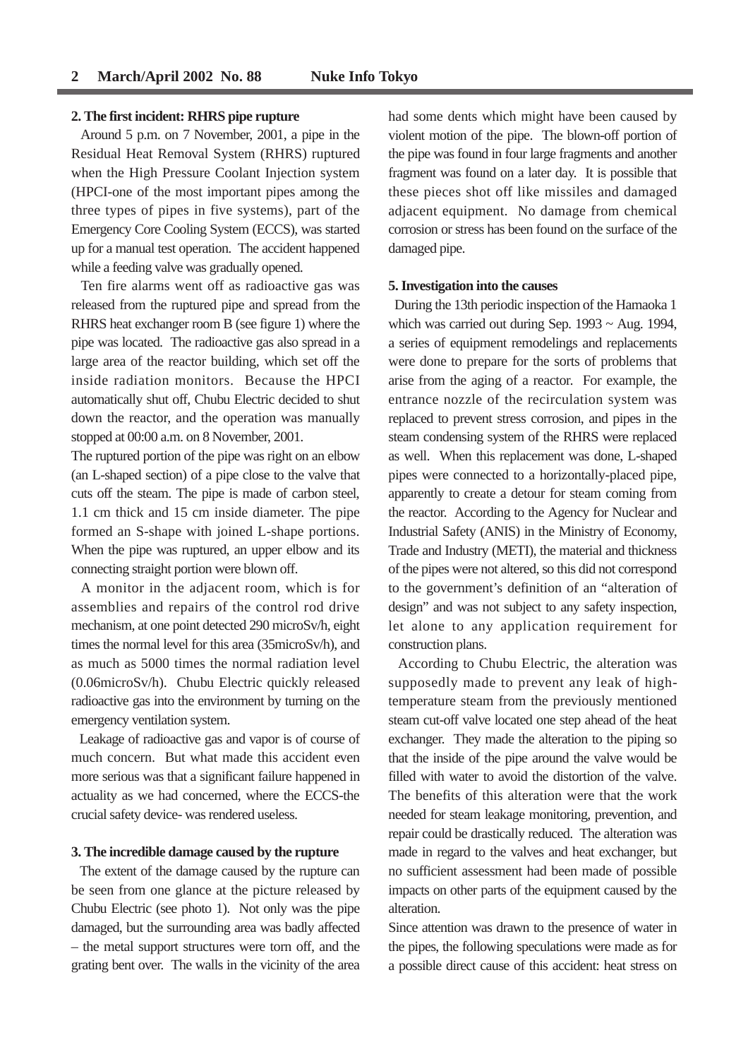## 2. The first incident: RHRS pipe rupture

Around 5 p.m. on 7 November, 2001, a pipe in the Residual Heat Removal System (RHRS) ruptured when the High Pressure Coolant Injection system (HPCI-one of the most important pipes among the three types of pipes in five systems), part of the Emergency Core Cooling System (ECCS), was started up for a manual test operation. The accident happened while a feeding valve was gradually opened.

Ten fire alarms went off as radioactive gas was released from the ruptured pipe and spread from the RHRS heat exchanger room B (see figure 1) where the pipe was located. The radioactive gas also spread in a large area of the reactor building, which set off the inside radiation monitors. Because the HPCI automatically shut off, Chubu Electric decided to shut down the reactor, and the operation was manually stopped at 00:00 a.m. on 8 November, 2001.

The ruptured portion of the pipe was right on an elbow (an L-shaped section) of a pipe close to the valve that cuts off the steam. The pipe is made of carbon steel, 1.1 cm thick and 15 cm inside diameter. The pipe formed an S-shape with joined L-shape portions. When the pipe was ruptured, an upper elbow and its connecting straight portion were blown off.

A monitor in the adjacent room, which is for assemblies and repairs of the control rod drive mechanism, at one point detected 290 microSv/h, eight times the normal level for this area (35microSv/h), and as much as 5000 times the normal radiation level (0.06microSv/h). Chubu Electric quickly released radioactive gas into the environment by turning on the emergency ventilation system.

Leakage of radioactive gas and vapor is of course of much concern. But what made this accident even more serious was that a significant failure happened in actuality as we had concerned, where the ECCS-the crucial safety device- was rendered useless.

## 3. The incredible damage caused by the rupture

The extent of the damage caused by the rupture can be seen from one glance at the picture released by Chubu Electric (see photo 1). Not only was the pipe damaged, but the surrounding area was badly affected – the metal support structures were torn off, and the grating bent over. The walls in the vicinity of the area had some dents which might have been caused by violent motion of the pipe. The blown-off portion of the pipe was found in four large fragments and another fragment was found on a later day. It is possible that these pieces shot off like missiles and damaged adjacent equipment. No damage from chemical corrosion or stress has been found on the surface of the damaged pipe.

## 5. Investigation into the causes

During the 13th periodic inspection of the Hamaoka 1 which was carried out during Sep. 1993 ~ Aug. 1994, a series of equipment remodelings and replacements were done to prepare for the sorts of problems that arise from the aging of a reactor. For example, the entrance nozzle of the recirculation system was replaced to prevent stress corrosion, and pipes in the steam condensing system of the RHRS were replaced as well. When this replacement was done, L-shaped pipes were connected to a horizontally-placed pipe, apparently to create a detour for steam coming from the reactor. According to the Agency for Nuclear and Industrial Safety (ANIS) in the Ministry of Economy, Trade and Industry (METI), the material and thickness of the pipes were not altered, so this did not correspond to the government's definition of an "alteration of design" and was not subject to any safety inspection, let alone to any application requirement for construction plans.

According to Chubu Electric, the alteration was supposedly made to prevent any leak of high-temperature steam from the previously mentioned steam cut-off valve located one step ahead of the heat exchanger. They made the alteration to the piping so that the inside of the pipe around the valve would be filled with water to avoid the distortion of the valve. The benefits of this alteration were that the work needed for steam leakage monitoring, prevention, and repair could be drastically reduced. The alteration was made in regard to the valves and heat exchanger, but no sufficient assessment had been made of possible impacts on other parts of the equipment caused by the alteration.

Since attention was drawn to the presence of water in the pipes, the following speculations were made as for a possible direct cause of this accident: heat stress on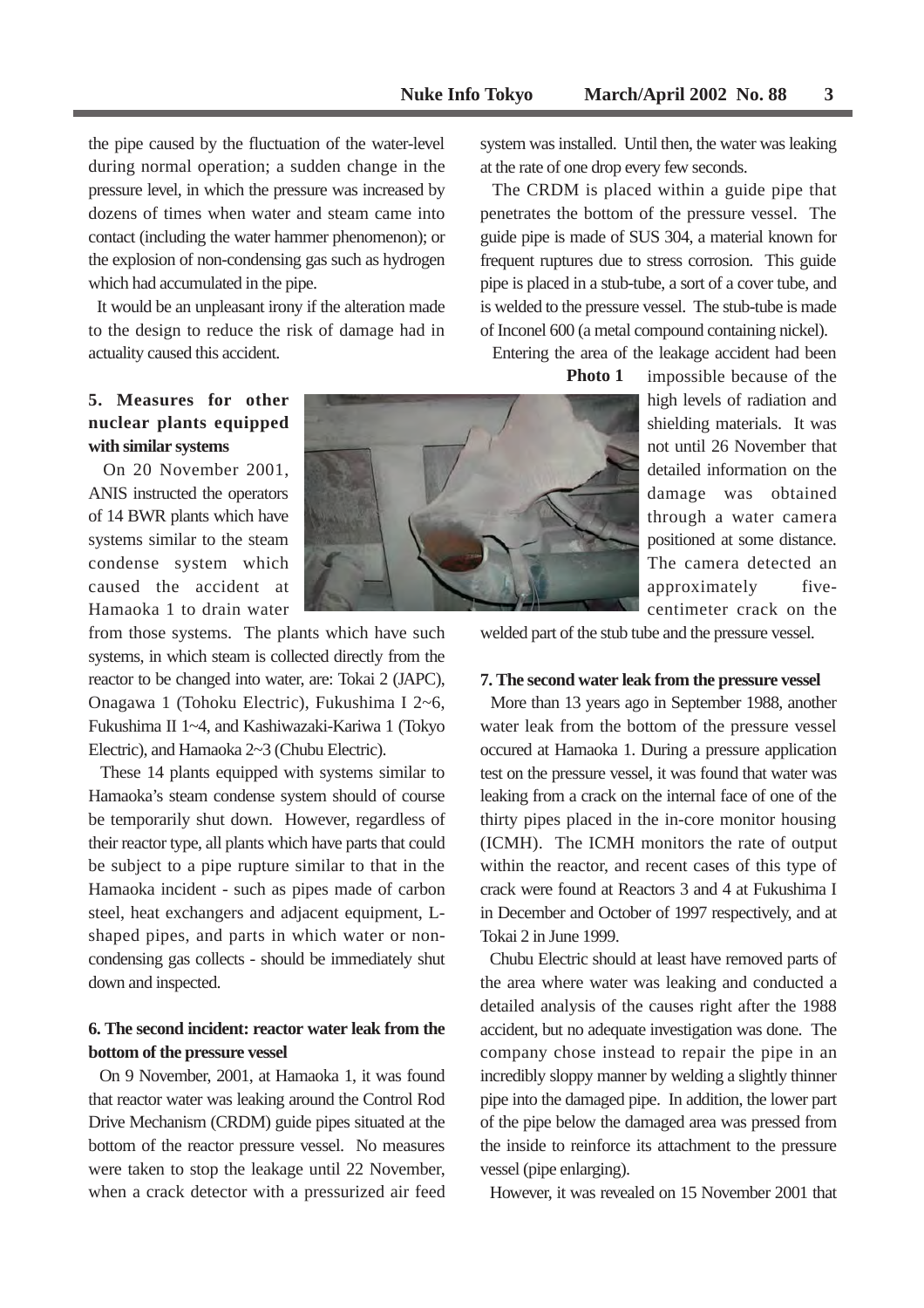the pipe caused by the fluctuation of the water-level during normal operation; a sudden change in the pressure level, in which the pressure was increased by dozens of times when water and steam came into contact (including the water hammer phenomenon); or the explosion of non-condensing gas such as hydrogen which had accumulated in the pipe.

It would be an unpleasant irony if the alteration made to the design to reduce the risk of damage had in actuality caused this accident.

### 5. Measures for other nuclear plants equipped with similar systems

On 20 November 2001, ANIS instructed the operators of 14 BWR plants which have systems similar to the steam condense system which caused the accident at Hamaoka 1 to drain water from those systems. The plants which have such systems, in which steam is collected directly from the reactor to be changed into water, are: Tokai 2 (JAPC), Onagawa 1 (Tohoku Electric), Fukushima I 2~6, Fukushima II 1~4, and Kashiwazaki-Kariwa 1 (Tokyo Electric), and Hamaoka 2~3 (Chubu Electric).

These 14 plants equipped with systems similar to Hamaoka's steam condense system should of course be temporarily shut down. However, regardless of their reactor type, all plants which have parts that could be subject to a pipe rupture similar to that in the Hamaoka incident - such as pipes made of carbon steel, heat exchangers and adjacent equipment, L-shaped pipes, and parts in which water or non-condensing gas collects - should be immediately shut down and inspected.

### 6. The second incident: reactor water leak from the bottom of the pressure vessel

On 9 November, 2001, at Hamaoka 1, it was found that reactor water was leaking around the Control Rod Drive Mechanism (CRDM) guide pipes situated at the bottom of the reactor pressure vessel. No measures were taken to stop the leakage until 22 November, when a crack detector with a pressurized air feed system was installed. Until then, the water was leaking at the rate of one drop every few seconds.

The CRDM is placed within a guide pipe that penetrates the bottom of the pressure vessel. The guide pipe is made of SUS 304, a material known for frequent ruptures due to stress corrosion. This guide pipe is placed in a stub-tube, a sort of a cover tube, and is welded to the pressure vessel. The stub-tube is made of Inconel 600 (a metal compound containing nickel).

Entering the area of the leakage accident had been impossible because of the high levels of radiation and shielding materials. It was not until 26 November that detailed information on the damage was obtained through a water camera positioned at some distance. The camera detected an approximately five-centimeter crack on the welded part of the stub tube and the pressure vessel.

**Photo 1**

### 7. The second water leak from the pressure vessel

More than 13 years ago in September 1988, another water leak from the bottom of the pressure vessel occured at Hamaoka 1. During a pressure application test on the pressure vessel, it was found that water was leaking from a crack on the internal face of one of the thirty pipes placed in the in-core monitor housing (ICMH). The ICMH monitors the rate of output within the reactor, and recent cases of this type of crack were found at Reactors 3 and 4 at Fukushima I in December and October of 1997 respectively, and at Tokai 2 in June 1999.

Chubu Electric should at least have removed parts of the area where water was leaking and conducted a detailed analysis of the causes right after the 1988 accident, but no adequate investigation was done. The company chose instead to repair the pipe in an incredibly sloppy manner by welding a slightly thinner pipe into the damaged pipe. In addition, the lower part of the pipe below the damaged area was pressed from the inside to reinforce its attachment to the pressure vessel (pipe enlarging).

However, it was revealed on 15 November 2001 that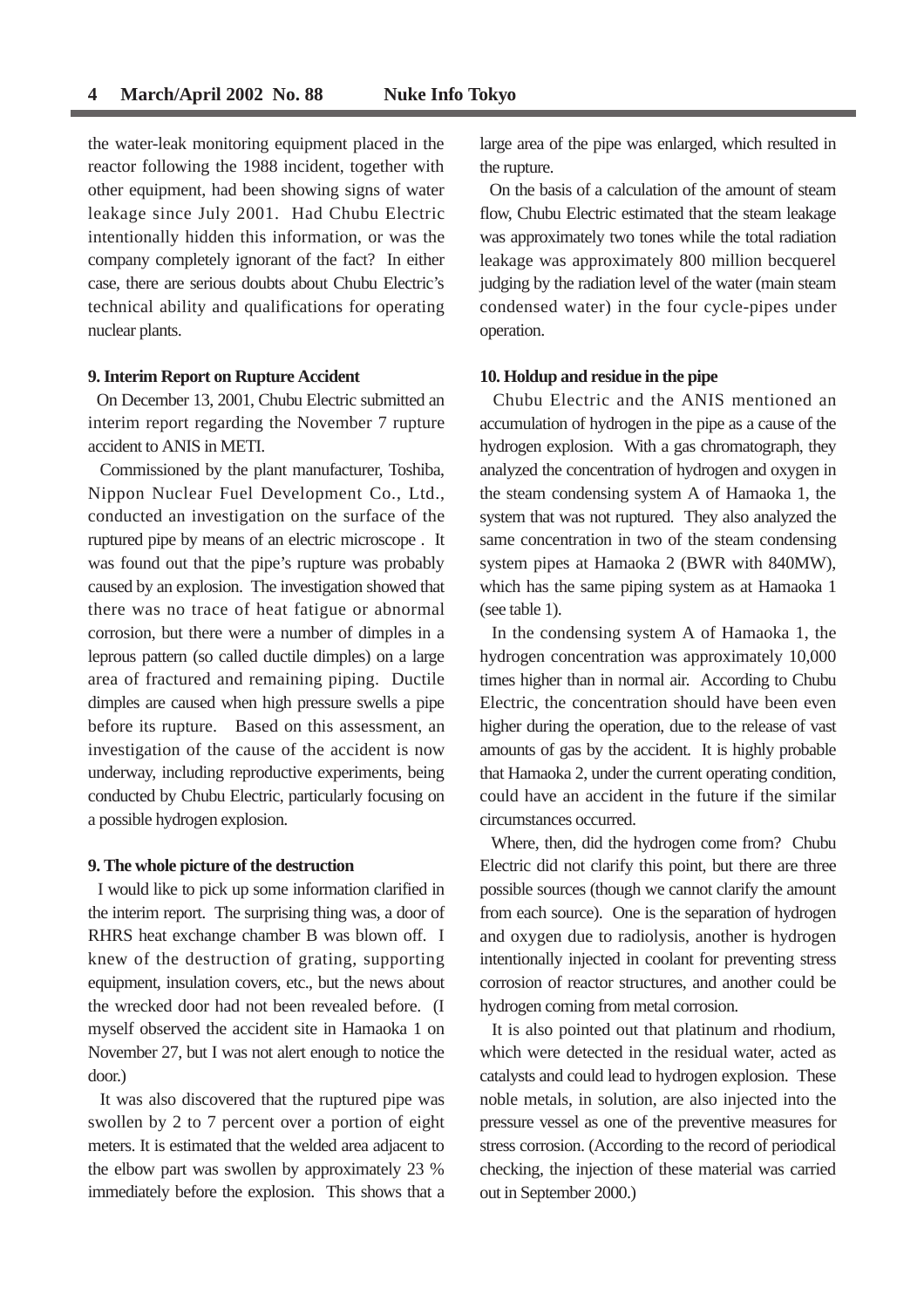the water-leak monitoring equipment placed in the reactor following the 1988 incident, together with other equipment, had been showing signs of water leakage since July 2001. Had Chubu Electric intentionally hidden this information, or was the company completely ignorant of the fact? In either case, there are serious doubts about Chubu Electric's technical ability and qualifications for operating nuclear plants.

**9. Interim Report on Rupture Accident**

On December 13, 2001, Chubu Electric submitted an interim report regarding the November 7 rupture accident to ANIS in METI.

Commissioned by the plant manufacturer, Toshiba, Nippon Nuclear Fuel Development Co., Ltd., conducted an investigation on the surface of the ruptured pipe by means of an electric microscope . It was found out that the pipe's rupture was probably caused by an explosion. The investigation showed that there was no trace of heat fatigue or abnormal corrosion, but there were a number of dimples in a leprous pattern (so called ductile dimples) on a large area of fractured and remaining piping. Ductile dimples are caused when high pressure swells a pipe before its rupture. Based on this assessment, an investigation of the cause of the accident is now underway, including reproductive experiments, being conducted by Chubu Electric, particularly focusing on a possible hydrogen explosion.

**9. The whole picture of the destruction**

I would like to pick up some information clarified in the interim report. The surprising thing was, a door of RHRS heat exchange chamber B was blown off. I knew of the destruction of grating, supporting equipment, insulation covers, etc., but the news about the wrecked door had not been revealed before. (I myself observed the accident site in Hamaoka 1 on November 27, but I was not alert enough to notice the door.)

It was also discovered that the ruptured pipe was swollen by 2 to 7 percent over a portion of eight meters. It is estimated that the welded area adjacent to the elbow part was swollen by approximately 23 % immediately before the explosion. This shows that a large area of the pipe was enlarged, which resulted in the rupture.

On the basis of a calculation of the amount of steam flow, Chubu Electric estimated that the steam leakage was approximately two tones while the total radiation leakage was approximately 800 million becquerel judging by the radiation level of the water (main steam condensed water) in the four cycle-pipes under operation.

**10. Holdup and residue in the pipe**

Chubu Electric and the ANIS mentioned an accumulation of hydrogen in the pipe as a cause of the hydrogen explosion. With a gas chromatograph, they analyzed the concentration of hydrogen and oxygen in the steam condensing system A of Hamaoka 1, the system that was not ruptured. They also analyzed the same concentration in two of the steam condensing system pipes at Hamaoka 2 (BWR with 840MW), which has the same piping system as at Hamaoka 1 (see table 1).

In the condensing system A of Hamaoka 1, the hydrogen concentration was approximately 10,000 times higher than in normal air. According to Chubu Electric, the concentration should have been even higher during the operation, due to the release of vast amounts of gas by the accident. It is highly probable that Hamaoka 2, under the current operating condition, could have an accident in the future if the similar circumstances occurred.

Where, then, did the hydrogen come from? Chubu Electric did not clarify this point, but there are three possible sources (though we cannot clarify the amount from each source). One is the separation of hydrogen and oxygen due to radiolysis, another is hydrogen intentionally injected in coolant for preventing stress corrosion of reactor structures, and another could be hydrogen coming from metal corrosion.

It is also pointed out that platinum and rhodium, which were detected in the residual water, acted as catalysts and could lead to hydrogen explosion. These noble metals, in solution, are also injected into the pressure vessel as one of the preventive measures for stress corrosion. (According to the record of periodical checking, the injection of these material was carried out in September 2000.)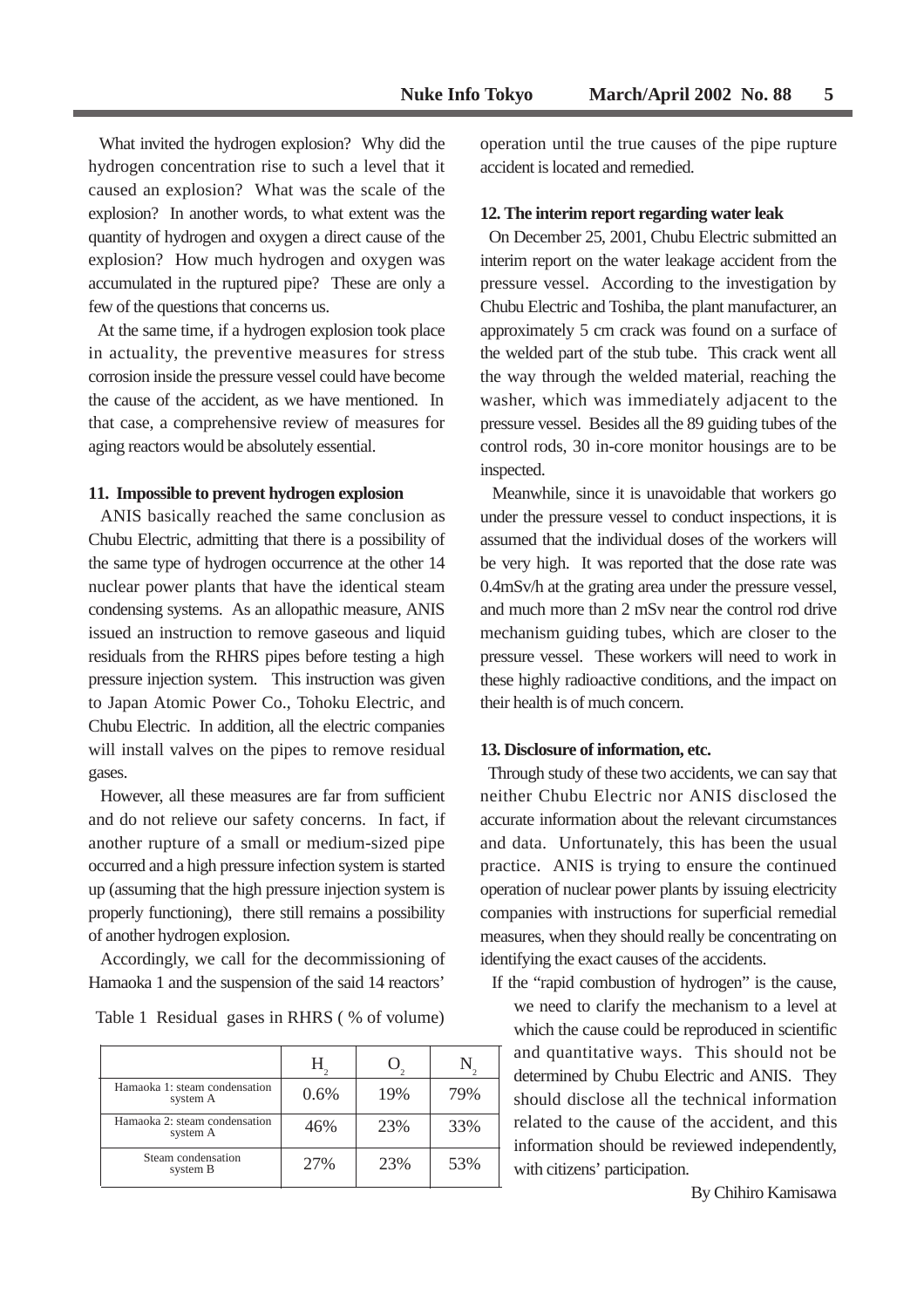What invited the hydrogen explosion? Why did the hydrogen concentration rise to such a level that it caused an explosion? What was the scale of the explosion? In another words, to what extent was the quantity of hydrogen and oxygen a direct cause of the explosion? How much hydrogen and oxygen was accumulated in the ruptured pipe? These are only a few of the questions that concerns us.

At the same time, if a hydrogen explosion took place in actuality, the preventive measures for stress corrosion inside the pressure vessel could have become the cause of the accident, as we have mentioned. In that case, a comprehensive review of measures for aging reactors would be absolutely essential.

**11. Impossible to prevent hydrogen explosion**

ANIS basically reached the same conclusion as Chubu Electric, admitting that there is a possibility of the same type of hydrogen occurrence at the other 14 nuclear power plants that have the identical steam condensing systems. As an allopathic measure, ANIS issued an instruction to remove gaseous and liquid residuals from the RHRS pipes before testing a high pressure injection system. This instruction was given to Japan Atomic Power Co., Tohoku Electric, and Chubu Electric. In addition, all the electric companies will install valves on the pipes to remove residual gases.

However, all these measures are far from sufficient and do not relieve our safety concerns. In fact, if another rupture of a small or medium-sized pipe occurred and a high pressure infection system is started up (assuming that the high pressure injection system is properly functioning), there still remains a possibility of another hydrogen explosion.

Accordingly, we call for the decommissioning of Hamaoka 1 and the suspension of the said 14 reactors' operation until the true causes of the pipe rupture accident is located and remedied.

Table 1 Residual gases in RHRS ( % of volume)

| | $H_2$ | $O_2$ | $N_2$ |
|---|---|---|---|
| Hamaoka 1: steam condensation system A | 0.6% | 19% | 79% |
| Hamaoka 2: steam condensation system A | 46% | 23% | 33% |
| Steam condensation system B | 27% | 23% | 53% |

**12. The interim report regarding water leak**

On December 25, 2001, Chubu Electric submitted an interim report on the water leakage accident from the pressure vessel. According to the investigation by Chubu Electric and Toshiba, the plant manufacturer, an approximately 5 cm crack was found on a surface of the welded part of the stub tube. This crack went all the way through the welded material, reaching the washer, which was immediately adjacent to the pressure vessel. Besides all the 89 guiding tubes of the control rods, 30 in-core monitor housings are to be inspected.

Meanwhile, since it is unavoidable that workers go under the pressure vessel to conduct inspections, it is assumed that the individual doses of the workers will be very high. It was reported that the dose rate was 0.4mSv/h at the grating area under the pressure vessel, and much more than 2 mSv near the control rod drive mechanism guiding tubes, which are closer to the pressure vessel. These workers will need to work in these highly radioactive conditions, and the impact on their health is of much concern.

**13. Disclosure of information, etc.**

Through study of these two accidents, we can say that neither Chubu Electric nor ANIS disclosed the accurate information about the relevant circumstances and data. Unfortunately, this has been the usual practice. ANIS is trying to ensure the continued operation of nuclear power plants by issuing electricity companies with instructions for superficial remedial measures, when they should really be concentrating on identifying the exact causes of the accidents.

If the "rapid combustion of hydrogen" is the cause, we need to clarify the mechanism to a level at which the cause could be reproduced in scientific and quantitative ways. This should not be determined by Chubu Electric and ANIS. They should disclose all the technical information related to the cause of the accident, and this information should be reviewed independently, with citizens' participation.

By Chihiro Kamisawa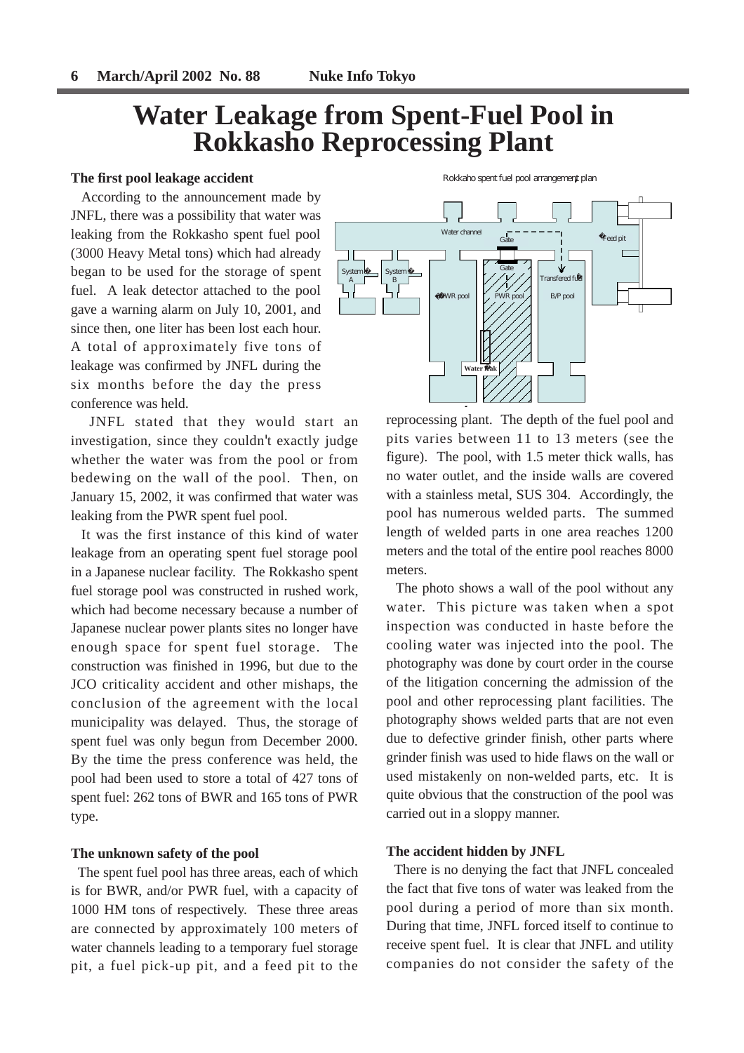# Water Leakage from Spent-Fuel Pool in Rokkasho Reprocessing Plant

### The first pool leakage accident

According to the announcement made by JNFL, there was a possibility that water was leaking from the Rokkasho spent fuel pool (3000 Heavy Metal tons) which had already began to be used for the storage of spent fuel. A leak detector attached to the pool gave a warning alarm on July 10, 2001, and since then, one liter has been lost each hour. A total of approximately five tons of leakage was confirmed by JNFL during the six months before the day the press conference was held.

JNFL stated that they would start an investigation, since they couldn't exactly judge whether the water was from the pool or from bedewing on the wall of the pool. Then, on January 15, 2002, it was confirmed that water was leaking from the PWR spent fuel pool.

It was the first instance of this kind of water leakage from an operating spent fuel storage pool in a Japanese nuclear facility. The Rokkasho spent fuel storage pool was constructed in rushed work, which had become necessary because a number of Japanese nuclear power plants sites no longer have enough space for spent fuel storage. The construction was finished in 1996, but due to the JCO criticality accident and other mishaps, the conclusion of the agreement with the local municipality was delayed. Thus, the storage of spent fuel was only begun from December 2000. By the time the press conference was held, the pool had been used to store a total of 427 tons of spent fuel: 262 tons of BWR and 165 tons of PWR type.

Rokkaho spent fuel pool arrangement plan

Water channel, Gate, Feed pit, System A, System B, Gate, Transfered fuel, BWR pool, PWR pool, B/P pool, Water leak

### The unknown safety of the pool

The spent fuel pool has three areas, each of which is for BWR, and/or PWR fuel, with a capacity of 1000 HM tons of respectively. These three areas are connected by approximately 100 meters of water channels leading to a temporary fuel storage pit, a fuel pick-up pit, and a feed pit to the reprocessing plant. The depth of the fuel pool and pits varies between 11 to 13 meters (see the figure). The pool, with 1.5 meter thick walls, has no water outlet, and the inside walls are covered with a stainless metal, SUS 304. Accordingly, the pool has numerous welded parts. The summed length of welded parts in one area reaches 1200 meters and the total of the entire pool reaches 8000 meters.

The photo shows a wall of the pool without any water. This picture was taken when a spot inspection was conducted in haste before the cooling water was injected into the pool. The photography was done by court order in the course of the litigation concerning the admission of the pool and other reprocessing plant facilities. The photography shows welded parts that are not even due to defective grinder finish, other parts where grinder finish was used to hide flaws on the wall or used mistakenly on non-welded parts, etc. It is quite obvious that the construction of the pool was carried out in a sloppy manner.

### The accident hidden by JNFL

There is no denying the fact that JNFL concealed the fact that five tons of water was leaked from the pool during a period of more than six month. During that time, JNFL forced itself to continue to receive spent fuel. It is clear that JNFL and utility companies do not consider the safety of the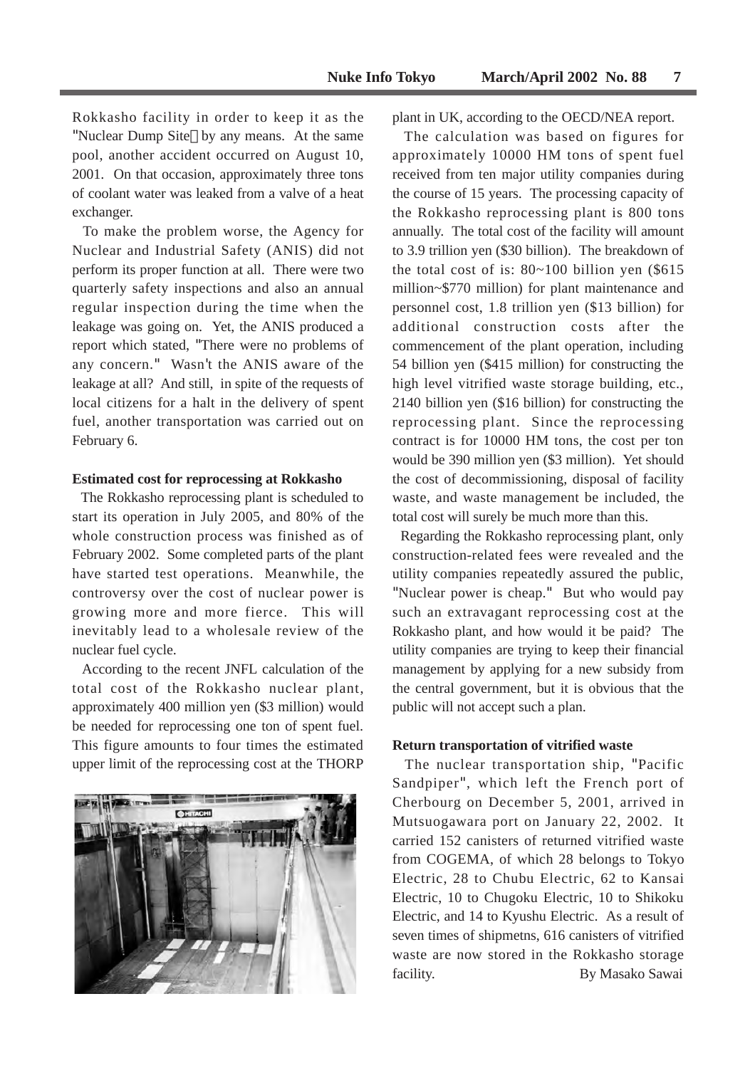Rokkasho facility in order to keep it as the "Nuclear Dump Site" by any means. At the same pool, another accident occurred on August 10, 2001. On that occasion, approximately three tons of coolant water was leaked from a valve of a heat exchanger.

To make the problem worse, the Agency for Nuclear and Industrial Safety (ANIS) did not perform its proper function at all. There were two quarterly safety inspections and also an annual regular inspection during the time when the leakage was going on. Yet, the ANIS produced a report which stated, "There were no problems of any concern." Wasn't the ANIS aware of the leakage at all? And still, in spite of the requests of local citizens for a halt in the delivery of spent fuel, another transportation was carried out on February 6.

**Estimated cost for reprocessing at Rokkasho**

The Rokkasho reprocessing plant is scheduled to start its operation in July 2005, and 80% of the whole construction process was finished as of February 2002. Some completed parts of the plant have started test operations. Meanwhile, the controversy over the cost of nuclear power is growing more and more fierce. This will inevitably lead to a wholesale review of the nuclear fuel cycle.

According to the recent JNFL calculation of the total cost of the Rokkasho nuclear plant, approximately 400 million yen ($3 million) would be needed for reprocessing one ton of spent fuel. This figure amounts to four times the estimated upper limit of the reprocessing cost at the THORP plant in UK, according to the OECD/NEA report.

The calculation was based on figures for approximately 10000 HM tons of spent fuel received from ten major utility companies during the course of 15 years. The processing capacity of the Rokkasho reprocessing plant is 800 tons annually. The total cost of the facility will amount to 3.9 trillion yen ($30 billion). The breakdown of the total cost of is: 80~100 billion yen ($615 million~$770 million) for plant maintenance and personnel cost, 1.8 trillion yen ($13 billion) for additional construction costs after the commencement of the plant operation, including 54 billion yen ($415 million) for constructing the high level vitrified waste storage building, etc., 2140 billion yen ($16 billion) for constructing the reprocessing plant. Since the reprocessing contract is for 10000 HM tons, the cost per ton would be 390 million yen ($3 million). Yet should the cost of decommissioning, disposal of facility waste, and waste management be included, the total cost will surely be much more than this.

Regarding the Rokkasho reprocessing plant, only construction-related fees were revealed and the utility companies repeatedly assured the public, "Nuclear power is cheap." But who would pay such an extravagant reprocessing cost at the Rokkasho plant, and how would it be paid? The utility companies are trying to keep their financial management by applying for a new subsidy from the central government, but it is obvious that the public will not accept such a plan.

**Return transportation of vitrified waste**

The nuclear transportation ship, "Pacific Sandpiper", which left the French port of Cherbourg on December 5, 2001, arrived in Mutsuogawara port on January 22, 2002. It carried 152 canisters of returned vitrified waste from COGEMA, of which 28 belongs to Tokyo Electric, 28 to Chubu Electric, 62 to Kansai Electric, 10 to Chugoku Electric, 10 to Shikoku Electric, and 14 to Kyushu Electric. As a result of seven times of shipmetns, 616 canisters of vitrified waste are now stored in the Rokkasho storage facility.

By Masako Sawai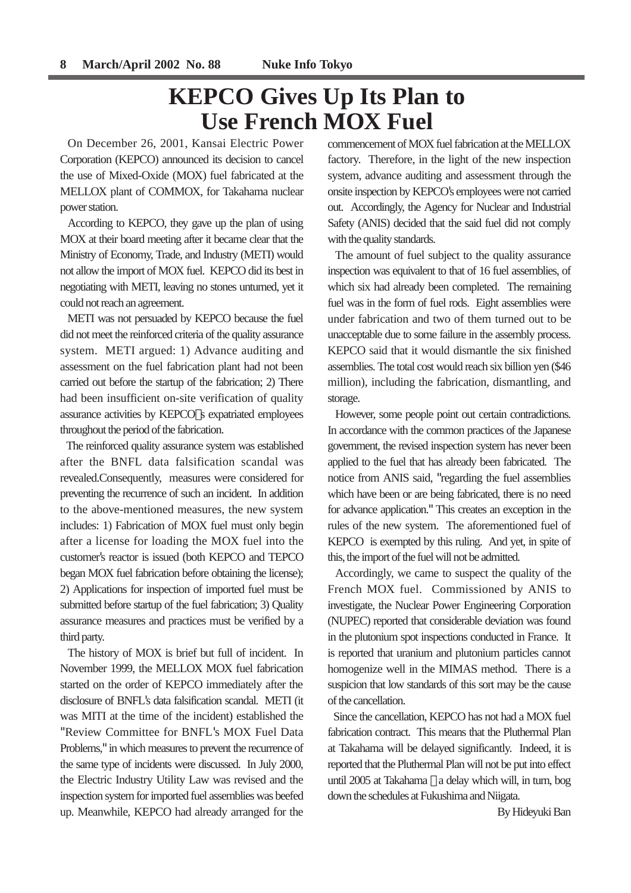# KEPCO Gives Up Its Plan to Use French MOX Fuel

On December 26, 2001, Kansai Electric Power Corporation (KEPCO) announced its decision to cancel the use of Mixed-Oxide (MOX) fuel fabricated at the MELLOX plant of COMMOX, for Takahama nuclear power station.

According to KEPCO, they gave up the plan of using MOX at their board meeting after it became clear that the Ministry of Economy, Trade, and Industry (METI) would not allow the import of MOX fuel. KEPCO did its best in negotiating with METI, leaving no stones unturned, yet it could not reach an agreement.

METI was not persuaded by KEPCO because the fuel did not meet the reinforced criteria of the quality assurance system. METI argued: 1) Advance auditing and assessment on the fuel fabrication plant had not been carried out before the startup of the fabrication; 2) There had been insufficient on-site verification of quality assurance activities by KEPCO's expatriated employees throughout the period of the fabrication.

The reinforced quality assurance system was established after the BNFL data falsification scandal was revealed.Consequently, measures were considered for preventing the recurrence of such an incident. In addition to the above-mentioned measures, the new system includes: 1) Fabrication of MOX fuel must only begin after a license for loading the MOX fuel into the customer's reactor is issued (both KEPCO and TEPCO began MOX fuel fabrication before obtaining the license); 2) Applications for inspection of imported fuel must be submitted before startup of the fuel fabrication; 3) Quality assurance measures and practices must be verified by a third party.

The history of MOX is brief but full of incident. In November 1999, the MELLOX MOX fuel fabrication started on the order of KEPCO immediately after the disclosure of BNFL's data falsification scandal. METI (it was MITI at the time of the incident) established the "Review Committee for BNFL's MOX Fuel Data Problems," in which measures to prevent the recurrence of the same type of incidents were discussed. In July 2000, the Electric Industry Utility Law was revised and the inspection system for imported fuel assemblies was beefed up. Meanwhile, KEPCO had already arranged for the commencement of MOX fuel fabrication at the MELLOX factory. Therefore, in the light of the new inspection system, advance auditing and assessment through the onsite inspection by KEPCO's employees were not carried out. Accordingly, the Agency for Nuclear and Industrial Safety (ANIS) decided that the said fuel did not comply with the quality standards.

The amount of fuel subject to the quality assurance inspection was equivalent to that of 16 fuel assemblies, of which six had already been completed. The remaining fuel was in the form of fuel rods. Eight assemblies were under fabrication and two of them turned out to be unacceptable due to some failure in the assembly process. KEPCO said that it would dismantle the six finished assemblies. The total cost would reach six billion yen ($46 million), including the fabrication, dismantling, and storage.

However, some people point out certain contradictions. In accordance with the common practices of the Japanese government, the revised inspection system has never been applied to the fuel that has already been fabricated. The notice from ANIS said, "regarding the fuel assemblies which have been or are being fabricated, there is no need for advance application." This creates an exception in the rules of the new system. The aforementioned fuel of KEPCO is exempted by this ruling. And yet, in spite of this, the import of the fuel will not be admitted.

Accordingly, we came to suspect the quality of the French MOX fuel. Commissioned by ANIS to investigate, the Nuclear Power Engineering Corporation (NUPEC) reported that considerable deviation was found in the plutonium spot inspections conducted in France. It is reported that uranium and plutonium particles cannot homogenize well in the MIMAS method. There is a suspicion that low standards of this sort may be the cause of the cancellation.

Since the cancellation, KEPCO has not had a MOX fuel fabrication contract. This means that the Pluthermal Plan at Takahama will be delayed significantly. Indeed, it is reported that the Pluthermal Plan will not be put into effect until 2005 at Takahama —a delay which will, in turn, bog down the schedules at Fukushima and Niigata.

By Hideyuki Ban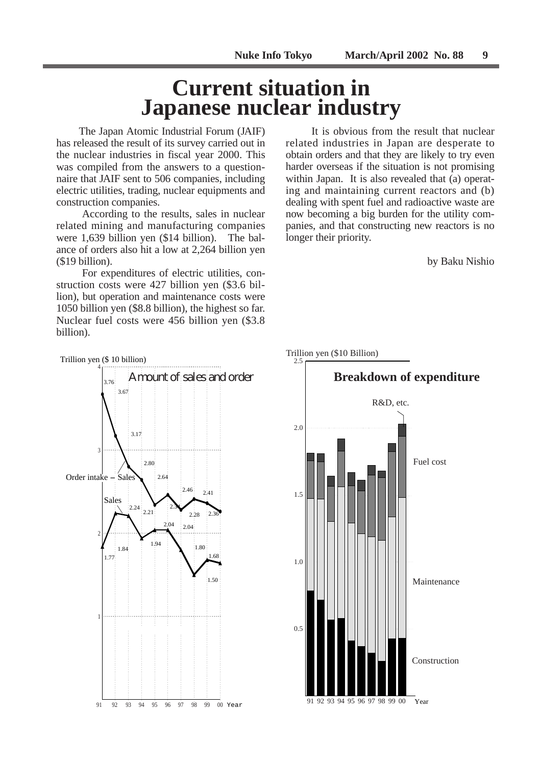# Current situation in Japanese nuclear industry

The Japan Atomic Industrial Forum (JAIF) has released the result of its survey carried out in the nuclear industries in fiscal year 2000. This was compiled from the answers to a questionnaire that JAIF sent to 506 companies, including electric utilities, trading, nuclear equipments and construction companies.

According to the results, sales in nuclear related mining and manufacturing companies were 1,639 billion yen ($14 billion). The balance of orders also hit a low at 2,264 billion yen ($19 billion).

For expenditures of electric utilities, construction costs were 427 billion yen ($3.6 billion), but operation and maintenance costs were 1050 billion yen ($8.8 billion), the highest so far. Nuclear fuel costs were 456 billion yen ($3.8 billion).

It is obvious from the result that nuclear related industries in Japan are desperate to obtain orders and that they are likely to try even harder overseas if the situation is not promising within Japan. It is also revealed that (a) operating and maintaining current reactors and (b) dealing with spent fuel and radioactive waste are now becoming a big burden for the utility companies, and that constructing new reactors is no longer their priority.

by Baku Nishio

**Amount of sales and order** (Trillion yen ($ 10 billion))

| Year | 91 | 92 | 93 | 94 | 95 | 96 | 97 | 98 | 99 | 00 |
|---|---|---|---|---|---|---|---|---|---|---|
| Order intake + Sales | 3.76 | 3.67 | 3.17 | 2.80 | 2.64 | 2.34 | 2.46 | 2.28 | 2.41 | 2.36 |
| Sales | 1.77 | 1.84 | 2.24 | 2.21 | 1.94 | 2.04 | 2.04 | 1.80 | 1.50 | 1.68 |

**Breakdown of expenditure** (Trillion yen ($10 Billion))

Categories: R&D, etc.; Fuel cost; Maintenance; Construction — Years 91, 92, 93, 94, 95, 96, 97, 98, 99, 00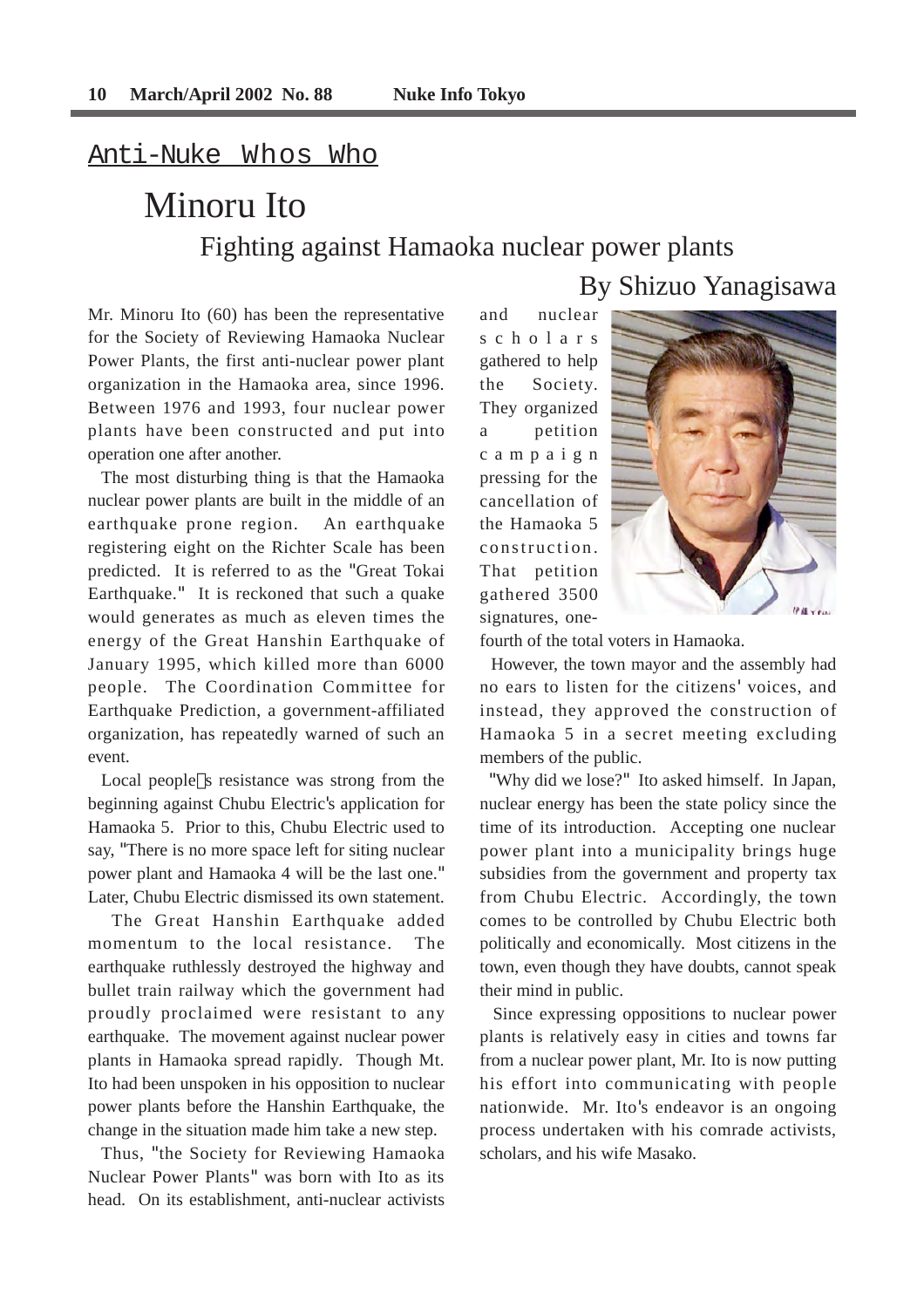## Anti-Nuke Whos Who

# Minoru Ito

## Fighting against Hamaoka nuclear power plants

### By Shizuo Yanagisawa

Mr. Minoru Ito (60) has been the representative for the Society of Reviewing Hamaoka Nuclear Power Plants, the first anti-nuclear power plant organization in the Hamaoka area, since 1996. Between 1976 and 1993, four nuclear power plants have been constructed and put into operation one after another.

The most disturbing thing is that the Hamaoka nuclear power plants are built in the middle of an earthquake prone region. An earthquake registering eight on the Richter Scale has been predicted. It is referred to as the "Great Tokai Earthquake." It is reckoned that such a quake would generates as much as eleven times the energy of the Great Hanshin Earthquake of January 1995, which killed more than 6000 people. The Coordination Committee for Earthquake Prediction, a government-affiliated organization, has repeatedly warned of such an event.

Local people s resistance was strong from the beginning against Chubu Electric's application for Hamaoka 5. Prior to this, Chubu Electric used to say, "There is no more space left for siting nuclear power plant and Hamaoka 4 will be the last one." Later, Chubu Electric dismissed its own statement.

The Great Hanshin Earthquake added momentum to the local resistance. The earthquake ruthlessly destroyed the highway and bullet train railway which the government had proudly proclaimed were resistant to any earthquake. The movement against nuclear power plants in Hamaoka spread rapidly. Though Mt. Ito had been unspoken in his opposition to nuclear power plants before the Hanshin Earthquake, the change in the situation made him take a new step.

Thus, "the Society for Reviewing Hamaoka Nuclear Power Plants" was born with Ito as its head. On its establishment, anti-nuclear activists and nuclear scholars gathered to help the Society. They organized a petition campaign pressing for the cancellation of the Hamaoka 5 construction. That petition gathered 3500 signatures, one-fourth of the total voters in Hamaoka.

However, the town mayor and the assembly had no ears to listen for the citizens' voices, and instead, they approved the construction of Hamaoka 5 in a secret meeting excluding members of the public.

"Why did we lose?" Ito asked himself. In Japan, nuclear energy has been the state policy since the time of its introduction. Accepting one nuclear power plant into a municipality brings huge subsidies from the government and property tax from Chubu Electric. Accordingly, the town comes to be controlled by Chubu Electric both politically and economically. Most citizens in the town, even though they have doubts, cannot speak their mind in public.

Since expressing oppositions to nuclear power plants is relatively easy in cities and towns far from a nuclear power plant, Mr. Ito is now putting his effort into communicating with people nationwide. Mr. Ito's endeavor is an ongoing process undertaken with his comrade activists, scholars, and his wife Masako.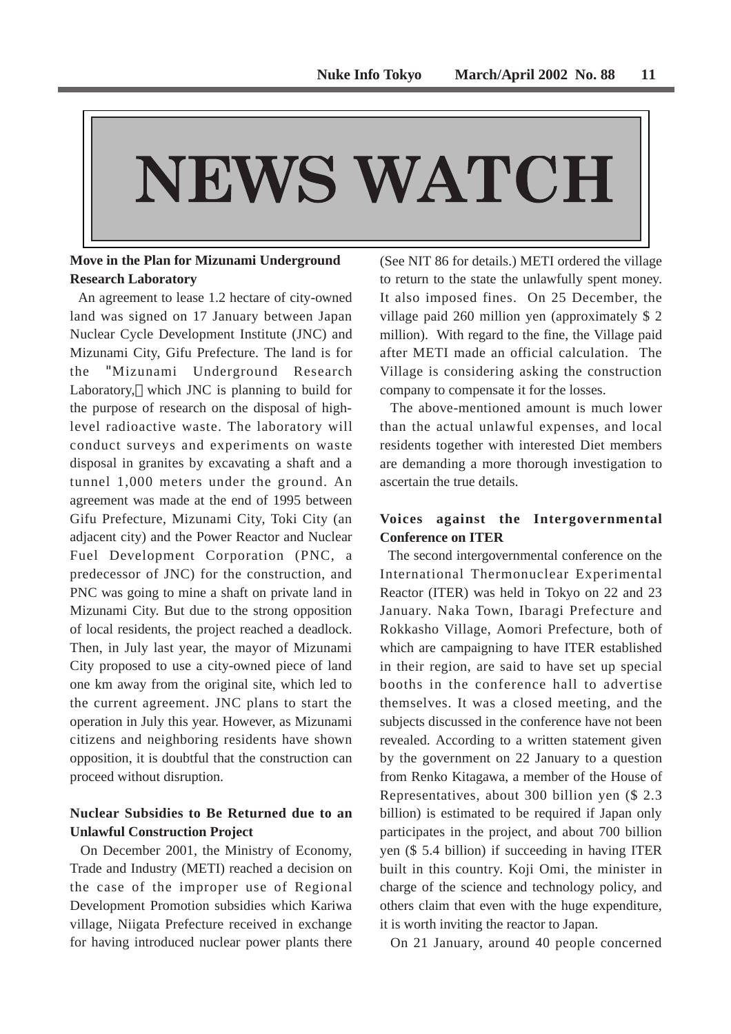# NEWS WATCH

### Move in the Plan for Mizunami Underground Research Laboratory

An agreement to lease 1.2 hectare of city-owned land was signed on 17 January between Japan Nuclear Cycle Development Institute (JNC) and Mizunami City, Gifu Prefecture. The land is for the "Mizunami Underground Research Laboratory," which JNC is planning to build for the purpose of research on the disposal of high-level radioactive waste. The laboratory will conduct surveys and experiments on waste disposal in granites by excavating a shaft and a tunnel 1,000 meters under the ground. An agreement was made at the end of 1995 between Gifu Prefecture, Mizunami City, Toki City (an adjacent city) and the Power Reactor and Nuclear Fuel Development Corporation (PNC, a predecessor of JNC) for the construction, and PNC was going to mine a shaft on private land in Mizunami City. But due to the strong opposition of local residents, the project reached a deadlock. Then, in July last year, the mayor of Mizunami City proposed to use a city-owned piece of land one km away from the original site, which led to the current agreement. JNC plans to start the operation in July this year. However, as Mizunami citizens and neighboring residents have shown opposition, it is doubtful that the construction can proceed without disruption.

### Nuclear Subsidies to Be Returned due to an Unlawful Construction Project

On December 2001, the Ministry of Economy, Trade and Industry (METI) reached a decision on the case of the improper use of Regional Development Promotion subsidies which Kariwa village, Niigata Prefecture received in exchange for having introduced nuclear power plants there (See NIT 86 for details.) METI ordered the village to return to the state the unlawfully spent money. It also imposed fines. On 25 December, the village paid 260 million yen (approximately $ 2 million). With regard to the fine, the Village paid after METI made an official calculation. The Village is considering asking the construction company to compensate it for the losses.

The above-mentioned amount is much lower than the actual unlawful expenses, and local residents together with interested Diet members are demanding a more thorough investigation to ascertain the true details.

### Voices against the Intergovernmental Conference on ITER

The second intergovernmental conference on the International Thermonuclear Experimental Reactor (ITER) was held in Tokyo on 22 and 23 January. Naka Town, Ibaragi Prefecture and Rokkasho Village, Aomori Prefecture, both of which are campaigning to have ITER established in their region, are said to have set up special booths in the conference hall to advertise themselves. It was a closed meeting, and the subjects discussed in the conference have not been revealed. According to a written statement given by the government on 22 January to a question from Renko Kitagawa, a member of the House of Representatives, about 300 billion yen ($ 2.3 billion) is estimated to be required if Japan only participates in the project, and about 700 billion yen ($ 5.4 billion) if succeeding in having ITER built in this country. Koji Omi, the minister in charge of the science and technology policy, and others claim that even with the huge expenditure, it is worth inviting the reactor to Japan.

On 21 January, around 40 people concerned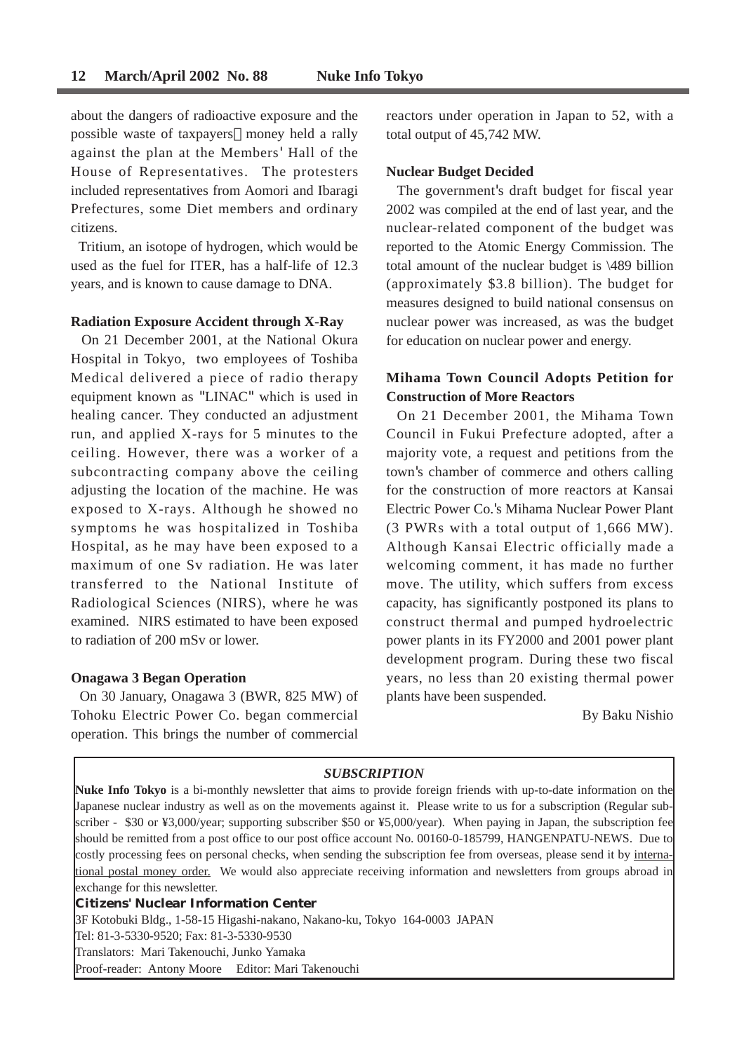about the dangers of radioactive exposure and the possible waste of taxpayers money held a rally against the plan at the Members' Hall of the House of Representatives. The protesters included representatives from Aomori and Ibaragi Prefectures, some Diet members and ordinary citizens.

Tritium, an isotope of hydrogen, which would be used as the fuel for ITER, has a half-life of 12.3 years, and is known to cause damage to DNA.

**Radiation Exposure Accident through X-Ray**

On 21 December 2001, at the National Okura Hospital in Tokyo, two employees of Toshiba Medical delivered a piece of radio therapy equipment known as "LINAC" which is used in healing cancer. They conducted an adjustment run, and applied X-rays for 5 minutes to the ceiling. However, there was a worker of a subcontracting company above the ceiling adjusting the location of the machine. He was exposed to X-rays. Although he showed no symptoms he was hospitalized in Toshiba Hospital, as he may have been exposed to a maximum of one Sv radiation. He was later transferred to the National Institute of Radiological Sciences (NIRS), where he was examined. NIRS estimated to have been exposed to radiation of 200 mSv or lower.

**Onagawa 3 Began Operation**

On 30 January, Onagawa 3 (BWR, 825 MW) of Tohoku Electric Power Co. began commercial operation. This brings the number of commercial reactors under operation in Japan to 52, with a total output of 45,742 MW.

**Nuclear Budget Decided**

The government's draft budget for fiscal year 2002 was compiled at the end of last year, and the nuclear-related component of the budget was reported to the Atomic Energy Commission. The total amount of the nuclear budget is \489 billion (approximately $3.8 billion). The budget for measures designed to build national consensus on nuclear power was increased, as was the budget for education on nuclear power and energy.

**Mihama Town Council Adopts Petition for Construction of More Reactors**

On 21 December 2001, the Mihama Town Council in Fukui Prefecture adopted, after a majority vote, a request and petitions from the town's chamber of commerce and others calling for the construction of more reactors at Kansai Electric Power Co.'s Mihama Nuclear Power Plant (3 PWRs with a total output of 1,666 MW). Although Kansai Electric officially made a welcoming comment, it has made no further move. The utility, which suffers from excess capacity, has significantly postponed its plans to construct thermal and pumped hydroelectric power plants in its FY2000 and 2001 power plant development program. During these two fiscal years, no less than 20 existing thermal power plants have been suspended.

By Baku Nishio

***SUBSCRIPTION***

**Nuke Info Tokyo** is a bi-monthly newsletter that aims to provide foreign friends with up-to-date information on the Japanese nuclear industry as well as on the movements against it. Please write to us for a subscription (Regular subscriber - $30 or ¥3,000/year; supporting subscriber $50 or ¥5,000/year). When paying in Japan, the subscription fee should be remitted from a post office to our post office account No. 00160-0-185799, HANGENPATU-NEWS. Due to costly processing fees on personal checks, when sending the subscription fee from overseas, please send it by international postal money order. We would also appreciate receiving information and newsletters from groups abroad in exchange for this newsletter.

**Citizens' Nuclear Information Center**
3F Kotobuki Bldg., 1-58-15 Higashi-nakano, Nakano-ku, Tokyo 164-0003 JAPAN
Tel: 81-3-5330-9520; Fax: 81-3-5330-9530
Translators: Mari Takenouchi, Junko Yamaka
Proof-reader: Antony Moore Editor: Mari Takenouchi